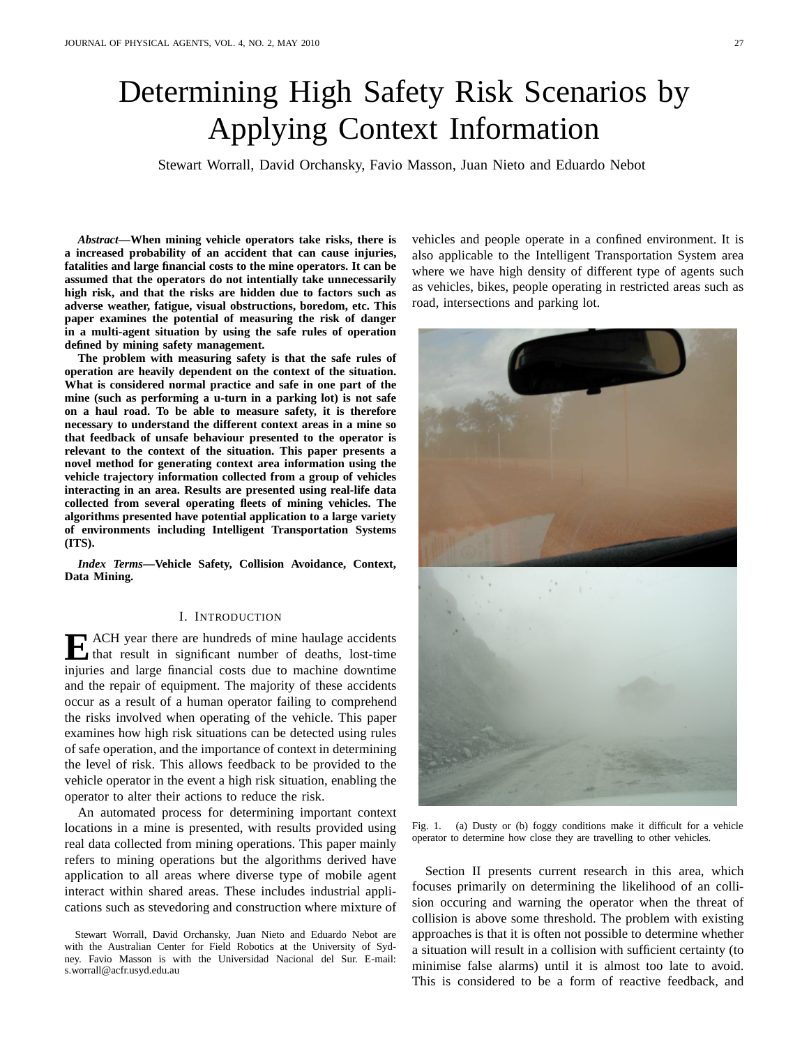# Determining High Safety Risk Scenarios by Applying Context Information

Stewart Worrall, David Orchansky, Favio Masson, Juan Nieto and Eduardo Nebot

***Abstract*—When mining vehicle operators take risks, there is a increased probability of an accident that can cause injuries, fatalities and large financial costs to the mine operators. It can be assumed that the operators do not intentially take unnecessarily high risk, and that the risks are hidden due to factors such as adverse weather, fatigue, visual obstructions, boredom, etc. This paper examines the potential of measuring the risk of danger in a multi-agent situation by using the safe rules of operation defined by mining safety management.**

**The problem with measuring safety is that the safe rules of operation are heavily dependent on the context of the situation. What is considered normal practice and safe in one part of the mine (such as performing a u-turn in a parking lot) is not safe on a haul road. To be able to measure safety, it is therefore necessary to understand the different context areas in a mine so that feedback of unsafe behaviour presented to the operator is relevant to the context of the situation. This paper presents a novel method for generating context area information using the vehicle trajectory information collected from a group of vehicles interacting in an area. Results are presented using real-life data collected from several operating fleets of mining vehicles. The algorithms presented have potential application to a large variety of environments including Intelligent Transportation Systems (ITS).**

***Index Terms*—Vehicle Safety, Collision Avoidance, Context, Data Mining.**

## I. Introduction

Each year there are hundreds of mine haulage accidents that result in significant number of deaths, lost-time injuries and large financial costs due to machine downtime and the repair of equipment. The majority of these accidents occur as a result of a human operator failing to comprehend the risks involved when operating of the vehicle. This paper examines how high risk situations can be detected using rules of safe operation, and the importance of context in determining the level of risk. This allows feedback to be provided to the vehicle operator in the event a high risk situation, enabling the operator to alter their actions to reduce the risk.

An automated process for determining important context locations in a mine is presented, with results provided using real data collected from mining operations. This paper mainly refers to mining operations but the algorithms derived have application to all areas where diverse type of mobile agent interact within shared areas. These includes industrial applications such as stevedoring and construction where mixture of vehicles and people operate in a confined environment. It is also applicable to the Intelligent Transportation System area where we have high density of different type of agents such as vehicles, bikes, people operating in restricted areas such as road, intersections and parking lot.

Fig. 1. (a) Dusty or (b) foggy conditions make it difficult for a vehicle operator to determine how close they are travelling to other vehicles.

Section II presents current research in this area, which focuses primarily on determining the likelihood of an collision occuring and warning the operator when the threat of collision is above some threshold. The problem with existing approaches is that it is often not possible to determine whether a situation will result in a collision with sufficient certainty (to minimise false alarms) until it is almost too late to avoid. This is considered to be a form of reactive feedback, and

Stewart Worrall, David Orchansky, Juan Nieto and Eduardo Nebot are with the Australian Center for Field Robotics at the University of Sydney. Favio Masson is with the Universidad Nacional del Sur. E-mail: s.worrall@acfr.usyd.edu.au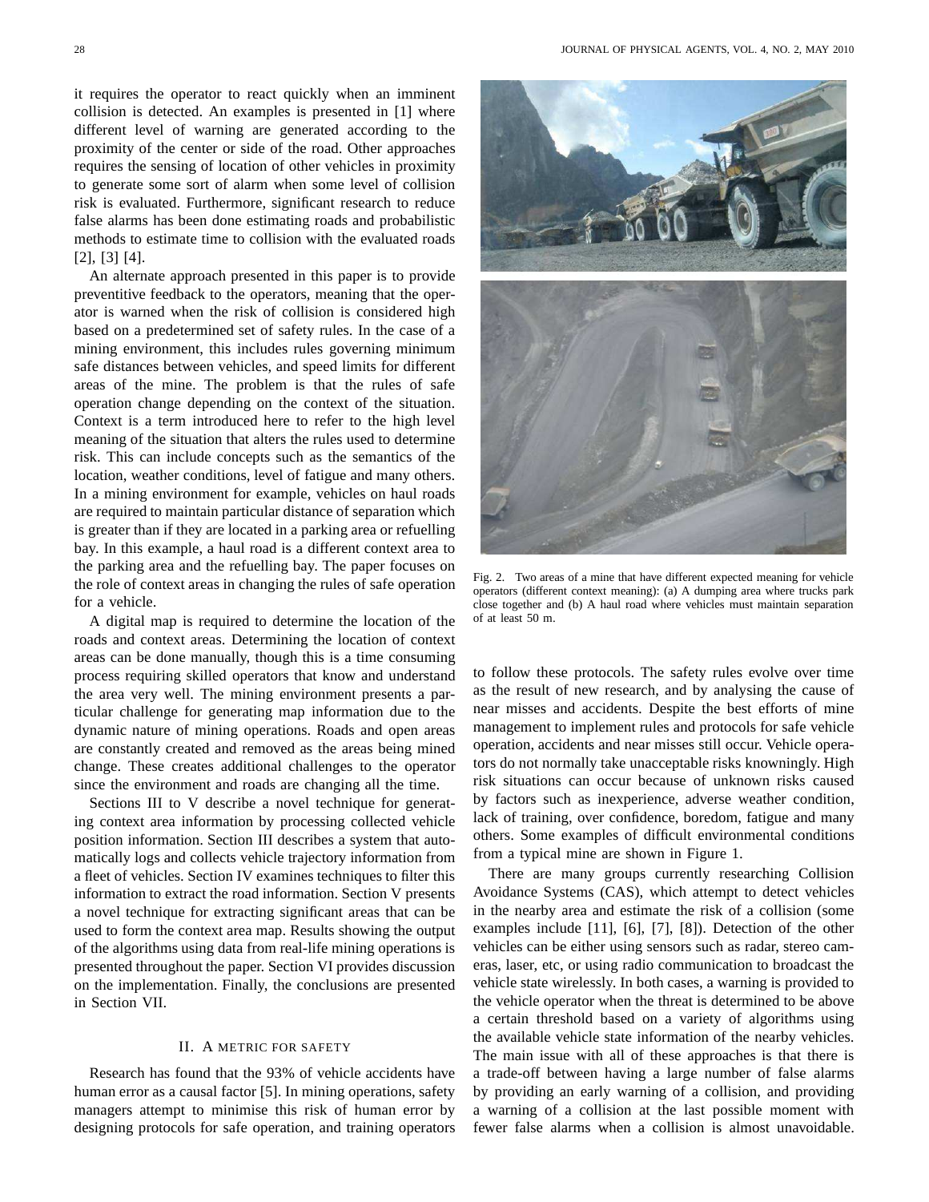it requires the operator to react quickly when an imminent collision is detected. An examples is presented in [1] where different level of warning are generated according to the proximity of the center or side of the road. Other approaches requires the sensing of location of other vehicles in proximity to generate some sort of alarm when some level of collision risk is evaluated. Furthermore, significant research to reduce false alarms has been done estimating roads and probabilistic methods to estimate time to collision with the evaluated roads [2], [3] [4].

An alternate approach presented in this paper is to provide preventitive feedback to the operators, meaning that the operator is warned when the risk of collision is considered high based on a predetermined set of safety rules. In the case of a mining environment, this includes rules governing minimum safe distances between vehicles, and speed limits for different areas of the mine. The problem is that the rules of safe operation change depending on the context of the situation. Context is a term introduced here to refer to the high level meaning of the situation that alters the rules used to determine risk. This can include concepts such as the semantics of the location, weather conditions, level of fatigue and many others. In a mining environment for example, vehicles on haul roads are required to maintain particular distance of separation which is greater than if they are located in a parking area or refuelling bay. In this example, a haul road is a different context area to the parking area and the refuelling bay. The paper focuses on the role of context areas in changing the rules of safe operation for a vehicle.

A digital map is required to determine the location of the roads and context areas. Determining the location of context areas can be done manually, though this is a time consuming process requiring skilled operators that know and understand the area very well. The mining environment presents a particular challenge for generating map information due to the dynamic nature of mining operations. Roads and open areas are constantly created and removed as the areas being mined change. These creates additional challenges to the operator since the environment and roads are changing all the time.

Sections III to V describe a novel technique for generating context area information by processing collected vehicle position information. Section III describes a system that automatically logs and collects vehicle trajectory information from a fleet of vehicles. Section IV examines techniques to filter this information to extract the road information. Section V presents a novel technique for extracting significant areas that can be used to form the context area map. Results showing the output of the algorithms using data from real-life mining operations is presented throughout the paper. Section VI provides discussion on the implementation. Finally, the conclusions are presented in Section VII.

## II. A METRIC FOR SAFETY

Research has found that the 93% of vehicle accidents have human error as a causal factor [5]. In mining operations, safety managers attempt to minimise this risk of human error by designing protocols for safe operation, and training operators to follow these protocols. The safety rules evolve over time as the result of new research, and by analysing the cause of near misses and accidents. Despite the best efforts of mine management to implement rules and protocols for safe vehicle operation, accidents and near misses still occur. Vehicle operators do not normally take unacceptable risks knowningly. High risk situations can occur because of unknown risks caused by factors such as inexperience, adverse weather condition, lack of training, over confidence, boredom, fatigue and many others. Some examples of difficult environmental conditions from a typical mine are shown in Figure 1.

Fig. 2. Two areas of a mine that have different expected meaning for vehicle operators (different context meaning): (a) A dumping area where trucks park close together and (b) A haul road where vehicles must maintain separation of at least 50 m.

There are many groups currently researching Collision Avoidance Systems (CAS), which attempt to detect vehicles in the nearby area and estimate the risk of a collision (some examples include [11], [6], [7], [8]). Detection of the other vehicles can be either using sensors such as radar, stereo cameras, laser, etc, or using radio communication to broadcast the vehicle state wirelessly. In both cases, a warning is provided to the vehicle operator when the threat is determined to be above a certain threshold based on a variety of algorithms using the available vehicle state information of the nearby vehicles. The main issue with all of these approaches is that there is a trade-off between having a large number of false alarms by providing an early warning of a collision, and providing a warning of a collision at the last possible moment with fewer false alarms when a collision is almost unavoidable.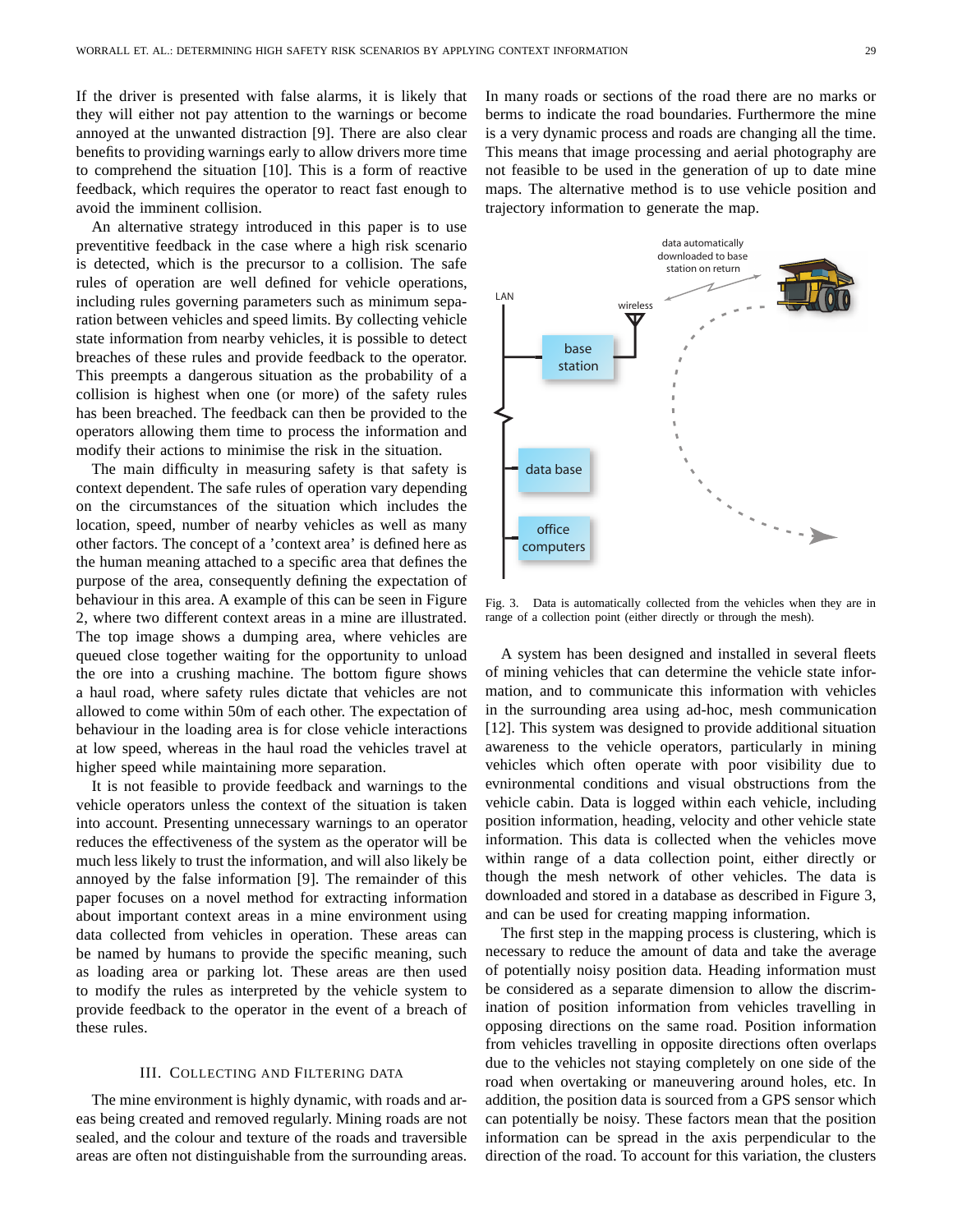If the driver is presented with false alarms, it is likely that they will either not pay attention to the warnings or become annoyed at the unwanted distraction [9]. There are also clear benefits to providing warnings early to allow drivers more time to comprehend the situation [10]. This is a form of reactive feedback, which requires the operator to react fast enough to avoid the imminent collision.

An alternative strategy introduced in this paper is to use preventitive feedback in the case where a high risk scenario is detected, which is the precursor to a collision. The safe rules of operation are well defined for vehicle operations, including rules governing parameters such as minimum separation between vehicles and speed limits. By collecting vehicle state information from nearby vehicles, it is possible to detect breaches of these rules and provide feedback to the operator. This preempts a dangerous situation as the probability of a collision is highest when one (or more) of the safety rules has been breached. The feedback can then be provided to the operators allowing them time to process the information and modify their actions to minimise the risk in the situation.

The main difficulty in measuring safety is that safety is context dependent. The safe rules of operation vary depending on the circumstances of the situation which includes the location, speed, number of nearby vehicles as well as many other factors. The concept of a 'context area' is defined here as the human meaning attached to a specific area that defines the purpose of the area, consequently defining the expectation of behaviour in this area. A example of this can be seen in Figure 2, where two different context areas in a mine are illustrated. The top image shows a dumping area, where vehicles are queued close together waiting for the opportunity to unload the ore into a crushing machine. The bottom figure shows a haul road, where safety rules dictate that vehicles are not allowed to come within 50m of each other. The expectation of behaviour in the loading area is for close vehicle interactions at low speed, whereas in the haul road the vehicles travel at higher speed while maintaining more separation.

It is not feasible to provide feedback and warnings to the vehicle operators unless the context of the situation is taken into account. Presenting unnecessary warnings to an operator reduces the effectiveness of the system as the operator will be much less likely to trust the information, and will also likely be annoyed by the false information [9]. The remainder of this paper focuses on a novel method for extracting information about important context areas in a mine environment using data collected from vehicles in operation. These areas can be named by humans to provide the specific meaning, such as loading area or parking lot. These areas are then used to modify the rules as interpreted by the vehicle system to provide feedback to the operator in the event of a breach of these rules.

## III. Collecting and Filtering Data

The mine environment is highly dynamic, with roads and areas being created and removed regularly. Mining roads are not sealed, and the colour and texture of the roads and traversible areas are often not distinguishable from the surrounding areas. In many roads or sections of the road there are no marks or berms to indicate the road boundaries. Furthermore the mine is a very dynamic process and roads are changing all the time. This means that image processing and aerial photography are not feasible to be used in the generation of up to date mine maps. The alternative method is to use vehicle position and trajectory information to generate the map.

Fig. 3. Data is automatically collected from the vehicles when they are in range of a collection point (either directly or through the mesh).

A system has been designed and installed in several fleets of mining vehicles that can determine the vehicle state information, and to communicate this information with vehicles in the surrounding area using ad-hoc, mesh communication [12]. This system was designed to provide additional situation awareness to the vehicle operators, particularly in mining vehicles which often operate with poor visibility due to evnironmental conditions and visual obstructions from the vehicle cabin. Data is logged within each vehicle, including position information, heading, velocity and other vehicle state information. This data is collected when the vehicles move within range of a data collection point, either directly or though the mesh network of other vehicles. The data is downloaded and stored in a database as described in Figure 3, and can be used for creating mapping information.

The first step in the mapping process is clustering, which is necessary to reduce the amount of data and take the average of potentially noisy position data. Heading information must be considered as a separate dimension to allow the discrimination of position information from vehicles travelling in opposing directions on the same road. Position information from vehicles travelling in opposite directions often overlaps due to the vehicles not staying completely on one side of the road when overtaking or maneuvering around holes, etc. In addition, the position data is sourced from a GPS sensor which can potentially be noisy. These factors mean that the position information can be spread in the axis perpendicular to the direction of the road. To account for this variation, the clusters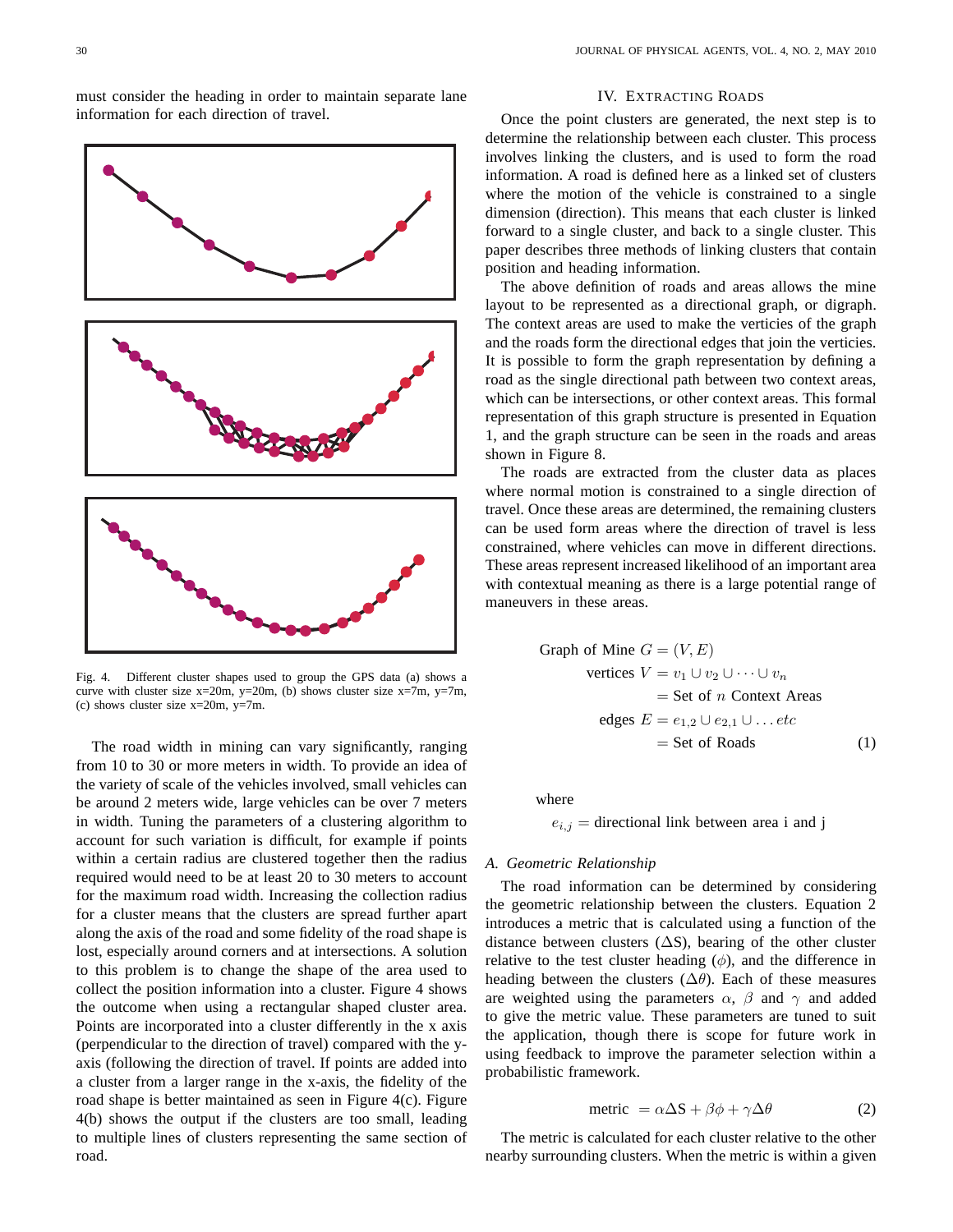must consider the heading in order to maintain separate lane information for each direction of travel.

Fig. 4. Different cluster shapes used to group the GPS data (a) shows a curve with cluster size x=20m, y=20m, (b) shows cluster size x=7m, y=7m, (c) shows cluster size x=20m, y=7m.

The road width in mining can vary significantly, ranging from 10 to 30 or more meters in width. To provide an idea of the variety of scale of the vehicles involved, small vehicles can be around 2 meters wide, large vehicles can be over 7 meters in width. Tuning the parameters of a clustering algorithm to account for such variation is difficult, for example if points within a certain radius are clustered together then the radius required would need to be at least 20 to 30 meters to account for the maximum road width. Increasing the collection radius for a cluster means that the clusters are spread further apart along the axis of the road and some fidelity of the road shape is lost, especially around corners and at intersections. A solution to this problem is to change the shape of the area used to collect the position information into a cluster. Figure 4 shows the outcome when using a rectangular shaped cluster area. Points are incorporated into a cluster differently in the x axis (perpendicular to the direction of travel) compared with the y-axis (following the direction of travel. If points are added into a cluster from a larger range in the x-axis, the fidelity of the road shape is better maintained as seen in Figure 4(c). Figure 4(b) shows the output if the clusters are too small, leading to multiple lines of clusters representing the same section of road.

## IV. Extracting Roads

Once the point clusters are generated, the next step is to determine the relationship between each cluster. This process involves linking the clusters, and is used to form the road information. A road is defined here as a linked set of clusters where the motion of the vehicle is constrained to a single dimension (direction). This means that each cluster is linked forward to a single cluster, and back to a single cluster. This paper describes three methods of linking clusters that contain position and heading information.

The above definition of roads and areas allows the mine layout to be represented as a directional graph, or digraph. The context areas are used to make the verticies of the graph and the roads form the directional edges that join the verticies. It is possible to form the graph representation by defining a road as the single directional path between two context areas, which can be intersections, or other context areas. This formal representation of this graph structure is presented in Equation 1, and the graph structure can be seen in the roads and areas shown in Figure 8.

The roads are extracted from the cluster data as places where normal motion is constrained to a single direction of travel. Once these areas are determined, the remaining clusters can be used form areas where the direction of travel is less constrained, where vehicles can move in different directions. These areas represent increased likelihood of an important area with contextual meaning as there is a large potential range of maneuvers in these areas.

$$
\begin{aligned}
\text{Graph of Mine } G &= (V, E) \\
\text{vertices } V &= v_1 \cup v_2 \cup \cdots \cup v_n \\
&= \text{Set of } n \text{ Context Areas} \\
\text{edges } E &= e_{1,2} \cup e_{2,1} \cup \ldots etc \\
&= \text{Set of Roads}
\end{aligned} \tag{1}
$$

where

$$e_{i,j} = \text{directional link between area i and j}$$

### A. Geometric Relationship

The road information can be determined by considering the geometric relationship between the clusters. Equation 2 introduces a metric that is calculated using a function of the distance between clusters ($\Delta$S), bearing of the other cluster relative to the test cluster heading ($\phi$), and the difference in heading between the clusters ($\Delta\theta$). Each of these measures are weighted using the parameters $\alpha$, $\beta$ and $\gamma$ and added to give the metric value. These parameters are tuned to suit the application, though there is scope for future work in using feedback to improve the parameter selection within a probabilistic framework.

$$\text{metric } = \alpha \Delta \text{S} + \beta \phi + \gamma \Delta \theta \tag{2}$$

The metric is calculated for each cluster relative to the other nearby surrounding clusters. When the metric is within a given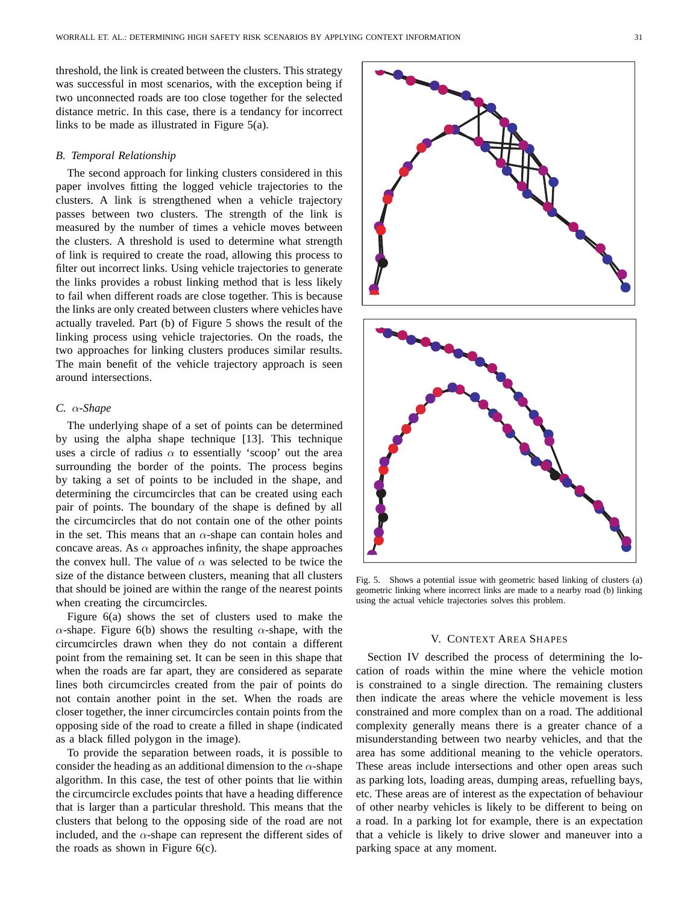threshold, the link is created between the clusters. This strategy was successful in most scenarios, with the exception being if two unconnected roads are too close together for the selected distance metric. In this case, there is a tendancy for incorrect links to be made as illustrated in Figure 5(a).

### *B. Temporal Relationship*

The second approach for linking clusters considered in this paper involves fitting the logged vehicle trajectories to the clusters. A link is strengthened when a vehicle trajectory passes between two clusters. The strength of the link is measured by the number of times a vehicle moves between the clusters. A threshold is used to determine what strength of link is required to create the road, allowing this process to filter out incorrect links. Using vehicle trajectories to generate the links provides a robust linking method that is less likely to fail when different roads are close together. This is because the links are only created between clusters where vehicles have actually traveled. Part (b) of Figure 5 shows the result of the linking process using vehicle trajectories. On the roads, the two approaches for linking clusters produces similar results. The main benefit of the vehicle trajectory approach is seen around intersections.

### *C. $\alpha$-Shape*

The underlying shape of a set of points can be determined by using the alpha shape technique [13]. This technique uses a circle of radius $\alpha$ to essentially 'scoop' out the area surrounding the border of the points. The process begins by taking a set of points to be included in the shape, and determining the circumcircles that can be created using each pair of points. The boundary of the shape is defined by all the circumcircles that do not contain one of the other points in the set. This means that an $\alpha$-shape can contain holes and concave areas. As $\alpha$ approaches infinity, the shape approaches the convex hull. The value of $\alpha$ was selected to be twice the size of the distance between clusters, meaning that all clusters that should be joined are within the range of the nearest points when creating the circumcircles.

Figure 6(a) shows the set of clusters used to make the $\alpha$-shape. Figure 6(b) shows the resulting $\alpha$-shape, with the circumcircles drawn when they do not contain a different point from the remaining set. It can be seen in this shape that when the roads are far apart, they are considered as separate lines both circumcircles created from the pair of points do not contain another point in the set. When the roads are closer together, the inner circumcircles contain points from the opposing side of the road to create a filled in shape (indicated as a black filled polygon in the image).

To provide the separation between roads, it is possible to consider the heading as an additional dimension to the $\alpha$-shape algorithm. In this case, the test of other points that lie within the circumcircle excludes points that have a heading difference that is larger than a particular threshold. This means that the clusters that belong to the opposing side of the road are not included, and the $\alpha$-shape can represent the different sides of the roads as shown in Figure 6(c).

Fig. 5. Shows a potential issue with geometric based linking of clusters (a) geometric linking where incorrect links are made to a nearby road (b) linking using the actual vehicle trajectories solves this problem.

## V. Context Area Shapes

Section IV described the process of determining the location of roads within the mine where the vehicle motion is constrained to a single direction. The remaining clusters then indicate the areas where the vehicle movement is less constrained and more complex than on a road. The additional complexity generally means there is a greater chance of a misunderstanding between two nearby vehicles, and that the area has some additional meaning to the vehicle operators. These areas include intersections and other open areas such as parking lots, loading areas, dumping areas, refuelling bays, etc. These areas are of interest as the expectation of behaviour of other nearby vehicles is likely to be different to being on a road. In a parking lot for example, there is an expectation that a vehicle is likely to drive slower and maneuver into a parking space at any moment.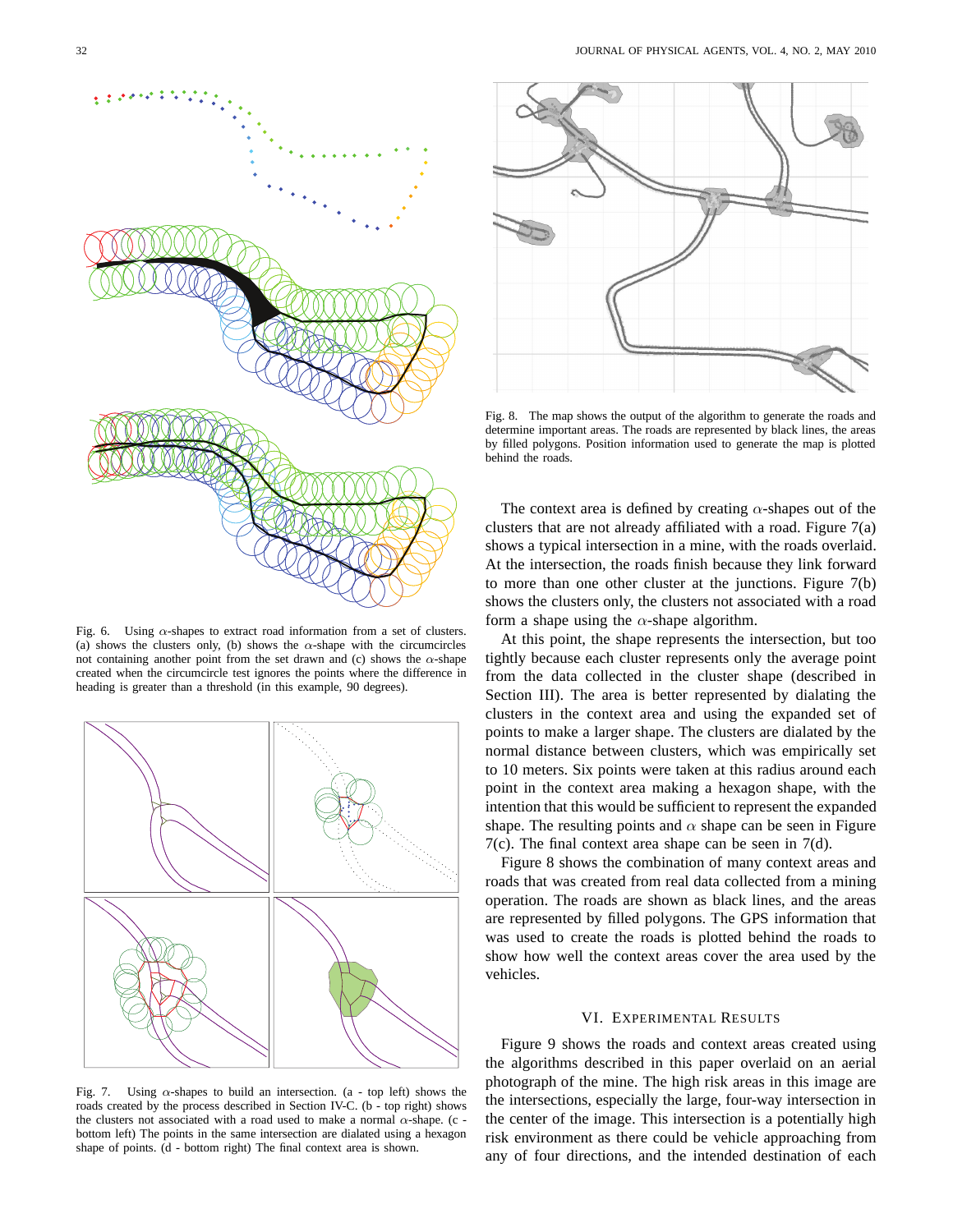Fig. 6. Using $\alpha$-shapes to extract road information from a set of clusters. (a) shows the clusters only, (b) shows the $\alpha$-shape with the circumcircles not containing another point from the set drawn and (c) shows the $\alpha$-shape created when the circumcircle test ignores the points where the difference in heading is greater than a threshold (in this example, 90 degrees).

Fig. 7. Using $\alpha$-shapes to build an intersection. (a - top left) shows the roads created by the process described in Section IV-C. (b - top right) shows the clusters not associated with a road used to make a normal $\alpha$-shape. (c - bottom left) The points in the same intersection are dialated using a hexagon shape of points. (d - bottom right) The final context area is shown.

Fig. 8. The map shows the output of the algorithm to generate the roads and determine important areas. The roads are represented by black lines, the areas by filled polygons. Position information used to generate the map is plotted behind the roads.

The context area is defined by creating $\alpha$-shapes out of the clusters that are not already affiliated with a road. Figure 7(a) shows a typical intersection in a mine, with the roads overlaid. At the intersection, the roads finish because they link forward to more than one other cluster at the junctions. Figure 7(b) shows the clusters only, the clusters not associated with a road form a shape using the $\alpha$-shape algorithm.

At this point, the shape represents the intersection, but too tightly because each cluster represents only the average point from the data collected in the cluster shape (described in Section III). The area is better represented by dialating the clusters in the context area and using the expanded set of points to make a larger shape. The clusters are dialated by the normal distance between clusters, which was empirically set to 10 meters. Six points were taken at this radius around each point in the context area making a hexagon shape, with the intention that this would be sufficient to represent the expanded shape. The resulting points and $\alpha$ shape can be seen in Figure 7(c). The final context area shape can be seen in 7(d).

Figure 8 shows the combination of many context areas and roads that was created from real data collected from a mining operation. The roads are shown as black lines, and the areas are represented by filled polygons. The GPS information that was used to create the roads is plotted behind the roads to show how well the context areas cover the area used by the vehicles.

## VI. Experimental Results

Figure 9 shows the roads and context areas created using the algorithms described in this paper overlaid on an aerial photograph of the mine. The high risk areas in this image are the intersections, especially the large, four-way intersection in the center of the image. This intersection is a potentially high risk environment as there could be vehicle approaching from any of four directions, and the intended destination of each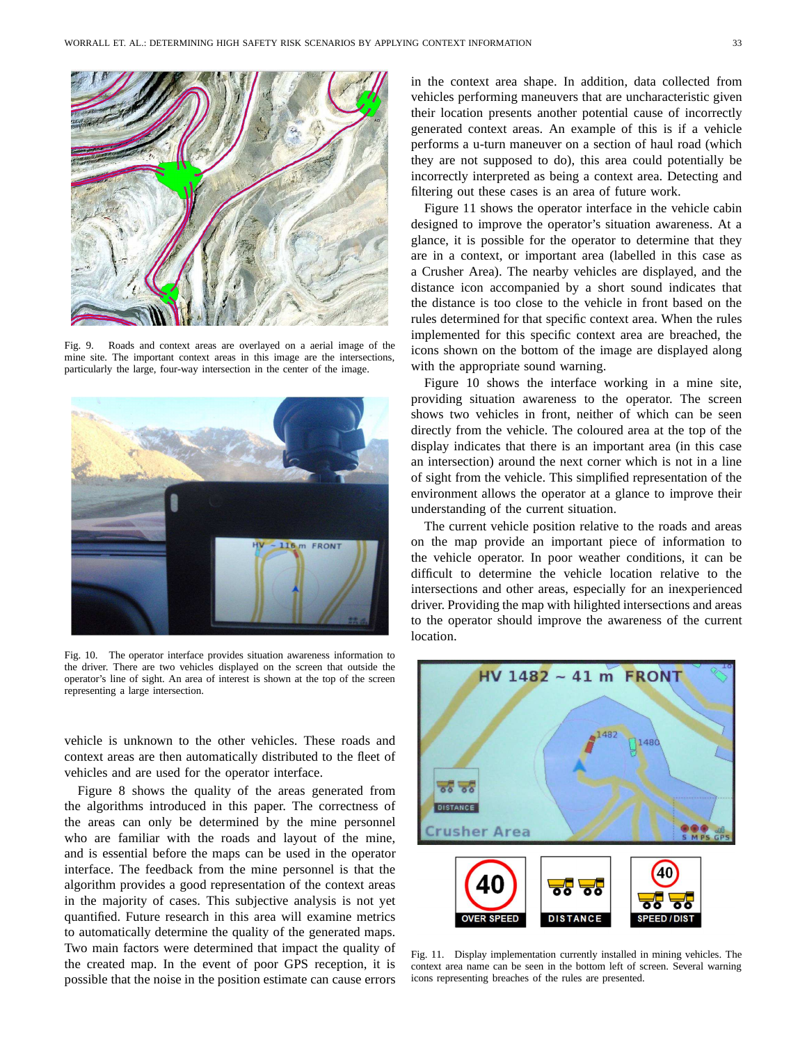Fig. 9. Roads and context areas are overlayed on a aerial image of the mine site. The important context areas in this image are the intersections, particularly the large, four-way intersection in the center of the image.

Fig. 10. The operator interface provides situation awareness information to the driver. There are two vehicles displayed on the screen that outside the operator's line of sight. An area of interest is shown at the top of the screen representing a large intersection.

vehicle is unknown to the other vehicles. These roads and context areas are then automatically distributed to the fleet of vehicles and are used for the operator interface.

Figure 8 shows the quality of the areas generated from the algorithms introduced in this paper. The correctness of the areas can only be determined by the mine personnel who are familiar with the roads and layout of the mine, and is essential before the maps can be used in the operator interface. The feedback from the mine personnel is that the algorithm provides a good representation of the context areas in the majority of cases. This subjective analysis is not yet quantified. Future research in this area will examine metrics to automatically determine the quality of the generated maps. Two main factors were determined that impact the quality of the created map. In the event of poor GPS reception, it is possible that the noise in the position estimate can cause errors in the context area shape. In addition, data collected from vehicles performing maneuvers that are uncharacteristic given their location presents another potential cause of incorrectly generated context areas. An example of this is if a vehicle performs a u-turn maneuver on a section of haul road (which they are not supposed to do), this area could potentially be incorrectly interpreted as being a context area. Detecting and filtering out these cases is an area of future work.

Figure 11 shows the operator interface in the vehicle cabin designed to improve the operator's situation awareness. At a glance, it is possible for the operator to determine that they are in a context, or important area (labelled in this case as a Crusher Area). The nearby vehicles are displayed, and the distance icon accompanied by a short sound indicates that the distance is too close to the vehicle in front based on the rules determined for that specific context area. When the rules implemented for this specific context area are breached, the icons shown on the bottom of the image are displayed along with the appropriate sound warning.

Figure 10 shows the interface working in a mine site, providing situation awareness to the operator. The screen shows two vehicles in front, neither of which can be seen directly from the vehicle. The coloured area at the top of the display indicates that there is an important area (in this case an intersection) around the next corner which is not in a line of sight from the vehicle. This simplified representation of the environment allows the operator at a glance to improve their understanding of the current situation.

The current vehicle position relative to the roads and areas on the map provide an important piece of information to the vehicle operator. In poor weather conditions, it can be difficult to determine the vehicle location relative to the intersections and other areas, especially for an inexperienced driver. Providing the map with hilighted intersections and areas to the operator should improve the awareness of the current location.

Fig. 11. Display implementation currently installed in mining vehicles. The context area name can be seen in the bottom left of screen. Several warning icons representing breaches of the rules are presented.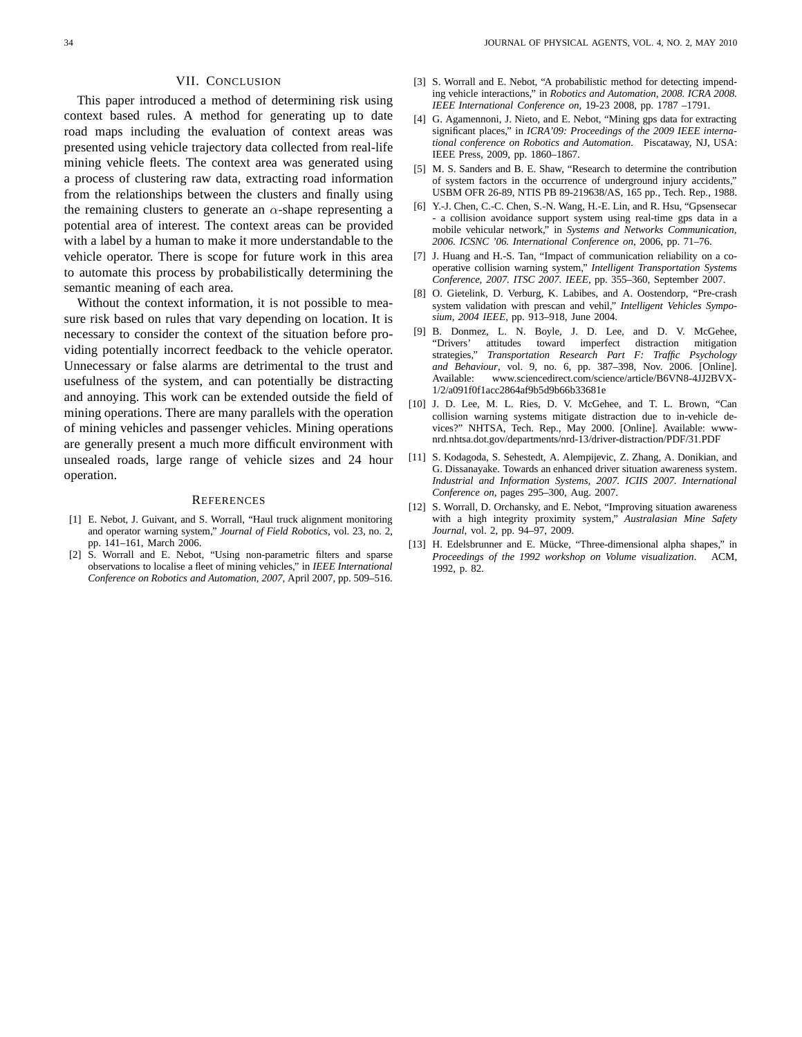## VII. Conclusion

This paper introduced a method of determining risk using context based rules. A method for generating up to date road maps including the evaluation of context areas was presented using vehicle trajectory data collected from real-life mining vehicle fleets. The context area was generated using a process of clustering raw data, extracting road information from the relationships between the clusters and finally using the remaining clusters to generate an $\alpha$-shape representing a potential area of interest. The context areas can be provided with a label by a human to make it more understandable to the vehicle operator. There is scope for future work in this area to automate this process by probabilistically determining the semantic meaning of each area.

Without the context information, it is not possible to measure risk based on rules that vary depending on location. It is necessary to consider the context of the situation before providing potentially incorrect feedback to the vehicle operator. Unnecessary or false alarms are detrimental to the trust and usefulness of the system, and can potentially be distracting and annoying. This work can be extended outside the field of mining operations. There are many parallels with the operation of mining vehicles and passenger vehicles. Mining operations are generally present a much more difficult environment with unsealed roads, large range of vehicle sizes and 24 hour operation.

## References

[1] E. Nebot, J. Guivant, and S. Worrall, "Haul truck alignment monitoring and operator warning system," *Journal of Field Robotics*, vol. 23, no. 2, pp. 141–161, March 2006.

[2] S. Worrall and E. Nebot, "Using non-parametric filters and sparse observations to localise a fleet of mining vehicles," in *IEEE International Conference on Robotics and Automation, 2007*, April 2007, pp. 509–516.

[3] S. Worrall and E. Nebot, "A probabilistic method for detecting impending vehicle interactions," in *Robotics and Automation, 2008. ICRA 2008. IEEE International Conference on*, 19-23 2008, pp. 1787 –1791.

[4] G. Agamennoni, J. Nieto, and E. Nebot, "Mining gps data for extracting significant places," in *ICRA'09: Proceedings of the 2009 IEEE international conference on Robotics and Automation*. Piscataway, NJ, USA: IEEE Press, 2009, pp. 1860–1867.

[5] M. S. Sanders and B. E. Shaw, "Research to determine the contribution of system factors in the occurrence of underground injury accidents," USBM OFR 26-89, NTIS PB 89-219638/AS, 165 pp., Tech. Rep., 1988.

[6] Y.-J. Chen, C.-C. Chen, S.-N. Wang, H.-E. Lin, and R. Hsu, "Gpsensecar - a collision avoidance support system using real-time gps data in a mobile vehicular network," in *Systems and Networks Communication, 2006. ICSNC '06. International Conference on*, 2006, pp. 71–76.

[7] J. Huang and H.-S. Tan, "Impact of communication reliability on a cooperative collision warning system," *Intelligent Transportation Systems Conference, 2007. ITSC 2007. IEEE*, pp. 355–360, September 2007.

[8] O. Gietelink, D. Verburg, K. Labibes, and A. Oostendorp, "Pre-crash system validation with prescan and vehil," *Intelligent Vehicles Symposium, 2004 IEEE*, pp. 913–918, June 2004.

[9] B. Donmez, L. N. Boyle, J. D. Lee, and D. V. McGehee, "Drivers' attitudes toward imperfect distraction mitigation strategies," *Transportation Research Part F: Traffic Psychology and Behaviour*, vol. 9, no. 6, pp. 387–398, Nov. 2006. [Online]. Available: www.sciencedirect.com/science/article/B6VN8-4JJ2BVX-1/2/a091f0f1acc2864af9b5d9b66b33681e

[10] J. D. Lee, M. L. Ries, D. V. McGehee, and T. L. Brown, "Can collision warning systems mitigate distraction due to in-vehicle devices?" NHTSA, Tech. Rep., May 2000. [Online]. Available: www-nrd.nhtsa.dot.gov/departments/nrd-13/driver-distraction/PDF/31.PDF

[11] S. Kodagoda, S. Sehestedt, A. Alempijevic, Z. Zhang, A. Donikian, and G. Dissanayake. Towards an enhanced driver situation awareness system. *Industrial and Information Systems, 2007. ICIIS 2007. International Conference on*, pages 295–300, Aug. 2007.

[12] S. Worrall, D. Orchansky, and E. Nebot, "Improving situation awareness with a high integrity proximity system," *Australasian Mine Safety Journal*, vol. 2, pp. 94–97, 2009.

[13] H. Edelsbrunner and E. Mücke, "Three-dimensional alpha shapes," in *Proceedings of the 1992 workshop on Volume visualization*. ACM, 1992, p. 82.